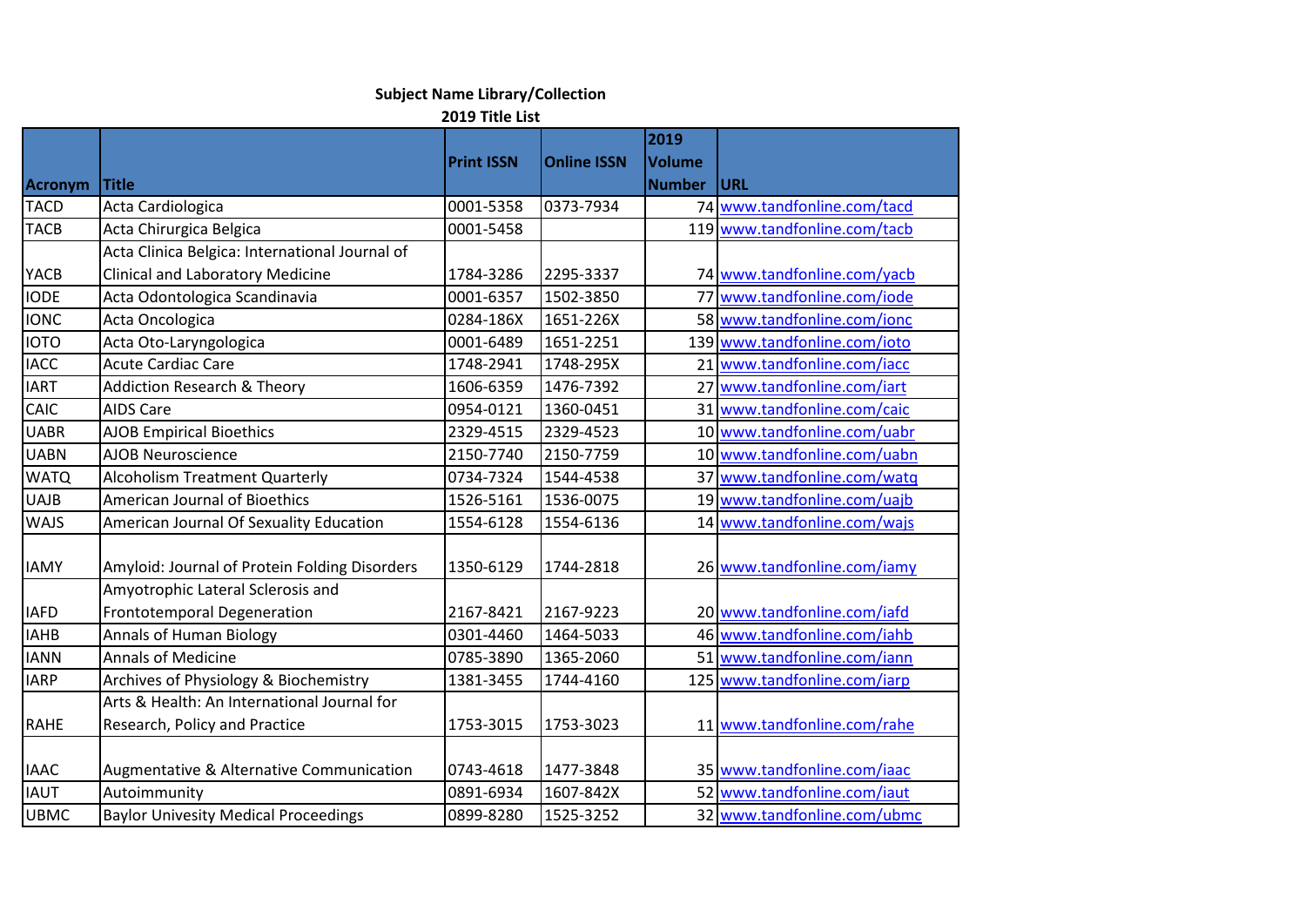**Subject Name Library/Collection**

**2019 Title List**

| Acronym | Title | Print ISSN | Online ISSN | 2019 Volume Number | URL |
|---|---|---|---|---|---|
| TACD | Acta Cardiologica | 0001-5358 | 0373-7934 | 74 | www.tandfonline.com/tacd |
| TACB | Acta Chirurgica Belgica | 0001-5458 | | 119 | www.tandfonline.com/tacb |
| YACB | Acta Clinica Belgica: International Journal of Clinical and Laboratory Medicine | 1784-3286 | 2295-3337 | 74 | www.tandfonline.com/yacb |
| IODE | Acta Odontologica Scandinavia | 0001-6357 | 1502-3850 | 77 | www.tandfonline.com/iode |
| IONC | Acta Oncologica | 0284-186X | 1651-226X | 58 | www.tandfonline.com/ionc |
| IOTO | Acta Oto-Laryngologica | 0001-6489 | 1651-2251 | 139 | www.tandfonline.com/ioto |
| IACC | Acute Cardiac Care | 1748-2941 | 1748-295X | 21 | www.tandfonline.com/iacc |
| IART | Addiction Research & Theory | 1606-6359 | 1476-7392 | 27 | www.tandfonline.com/iart |
| CAIC | AIDS Care | 0954-0121 | 1360-0451 | 31 | www.tandfonline.com/caic |
| UABR | AJOB Empirical Bioethics | 2329-4515 | 2329-4523 | 10 | www.tandfonline.com/uabr |
| UABN | AJOB Neuroscience | 2150-7740 | 2150-7759 | 10 | www.tandfonline.com/uabn |
| WATQ | Alcoholism Treatment Quarterly | 0734-7324 | 1544-4538 | 37 | www.tandfonline.com/watq |
| UAJB | American Journal of Bioethics | 1526-5161 | 1536-0075 | 19 | www.tandfonline.com/uajb |
| WAJS | American Journal Of Sexuality Education | 1554-6128 | 1554-6136 | 14 | www.tandfonline.com/wajs |
| IAMY | Amyloid: Journal of Protein Folding Disorders | 1350-6129 | 1744-2818 | 26 | www.tandfonline.com/iamy |
| IAFD | Amyotrophic Lateral Sclerosis and Frontotemporal Degeneration | 2167-8421 | 2167-9223 | 20 | www.tandfonline.com/iafd |
| IAHB | Annals of Human Biology | 0301-4460 | 1464-5033 | 46 | www.tandfonline.com/iahb |
| IANN | Annals of Medicine | 0785-3890 | 1365-2060 | 51 | www.tandfonline.com/iann |
| IARP | Archives of Physiology & Biochemistry | 1381-3455 | 1744-4160 | 125 | www.tandfonline.com/iarp |
| RAHE | Arts & Health: An International Journal for Research, Policy and Practice | 1753-3015 | 1753-3023 | 11 | www.tandfonline.com/rahe |
| IAAC | Augmentative & Alternative Communication | 0743-4618 | 1477-3848 | 35 | www.tandfonline.com/iaac |
| IAUT | Autoimmunity | 0891-6934 | 1607-842X | 52 | www.tandfonline.com/iaut |
| UBMC | Baylor Univesity Medical Proceedings | 0899-8280 | 1525-3252 | 32 | www.tandfonline.com/ubmc |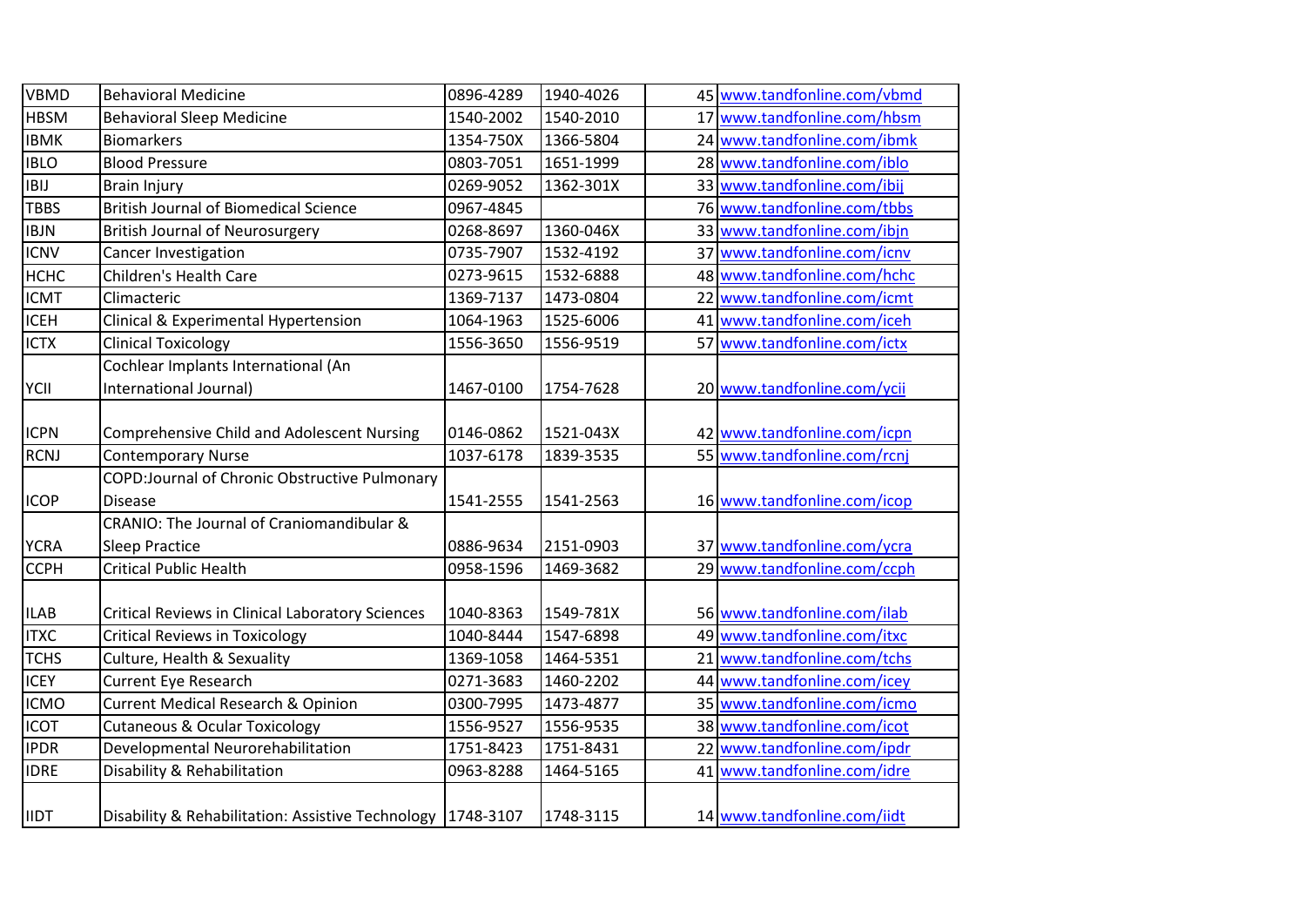| VBMD | Behavioral Medicine | 0896-4289 | 1940-4026 | 45 | www.tandfonline.com/vbmd |
|---|---|---|---|---|---|
| HBSM | Behavioral Sleep Medicine | 1540-2002 | 1540-2010 | 17 | www.tandfonline.com/hbsm |
| IBMK | Biomarkers | 1354-750X | 1366-5804 | 24 | www.tandfonline.com/ibmk |
| IBLO | Blood Pressure | 0803-7051 | 1651-1999 | 28 | www.tandfonline.com/iblo |
| IBIJ | Brain Injury | 0269-9052 | 1362-301X | 33 | www.tandfonline.com/ibij |
| TBBS | British Journal of Biomedical Science | 0967-4845 | | 76 | www.tandfonline.com/tbbs |
| IBJN | British Journal of Neurosurgery | 0268-8697 | 1360-046X | 33 | www.tandfonline.com/ibjn |
| ICNV | Cancer Investigation | 0735-7907 | 1532-4192 | 37 | www.tandfonline.com/icnv |
| HCHC | Children's Health Care | 0273-9615 | 1532-6888 | 48 | www.tandfonline.com/hchc |
| ICMT | Climacteric | 1369-7137 | 1473-0804 | 22 | www.tandfonline.com/icmt |
| ICEH | Clinical & Experimental Hypertension | 1064-1963 | 1525-6006 | 41 | www.tandfonline.com/iceh |
| ICTX | Clinical Toxicology | 1556-3650 | 1556-9519 | 57 | www.tandfonline.com/ictx |
| YCII | Cochlear Implants International (An International Journal) | 1467-0100 | 1754-7628 | 20 | www.tandfonline.com/ycii |
| ICPN | Comprehensive Child and Adolescent Nursing | 0146-0862 | 1521-043X | 42 | www.tandfonline.com/icpn |
| RCNJ | Contemporary Nurse | 1037-6178 | 1839-3535 | 55 | www.tandfonline.com/rcnj |
| ICOP | COPD:Journal of Chronic Obstructive Pulmonary Disease | 1541-2555 | 1541-2563 | 16 | www.tandfonline.com/icop |
| YCRA | CRANIO: The Journal of Craniomandibular & Sleep Practice | 0886-9634 | 2151-0903 | 37 | www.tandfonline.com/ycra |
| CCPH | Critical Public Health | 0958-1596 | 1469-3682 | 29 | www.tandfonline.com/ccph |
| ILAB | Critical Reviews in Clinical Laboratory Sciences | 1040-8363 | 1549-781X | 56 | www.tandfonline.com/ilab |
| ITXC | Critical Reviews in Toxicology | 1040-8444 | 1547-6898 | 49 | www.tandfonline.com/itxc |
| TCHS | Culture, Health & Sexuality | 1369-1058 | 1464-5351 | 21 | www.tandfonline.com/tchs |
| ICEY | Current Eye Research | 0271-3683 | 1460-2202 | 44 | www.tandfonline.com/icey |
| ICMO | Current Medical Research & Opinion | 0300-7995 | 1473-4877 | 35 | www.tandfonline.com/icmo |
| ICOT | Cutaneous & Ocular Toxicology | 1556-9527 | 1556-9535 | 38 | www.tandfonline.com/icot |
| IPDR | Developmental Neurorehabilitation | 1751-8423 | 1751-8431 | 22 | www.tandfonline.com/ipdr |
| IDRE | Disability & Rehabilitation | 0963-8288 | 1464-5165 | 41 | www.tandfonline.com/idre |
| IIDT | Disability & Rehabilitation: Assistive Technology | 1748-3107 | 1748-3115 | 14 | www.tandfonline.com/iidt |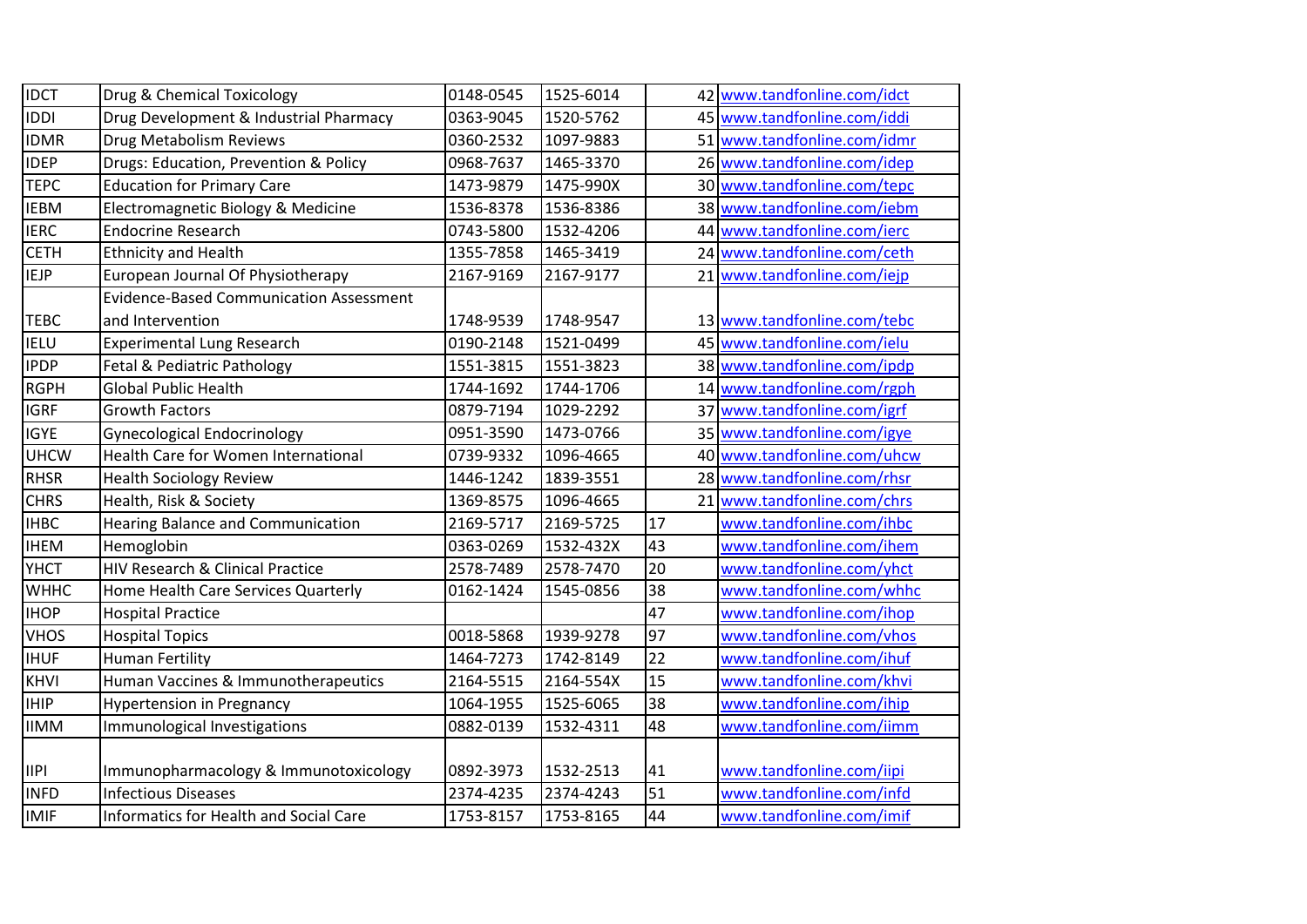| | | | | | |
|---|---|---|---|---|---|
| IDCT | Drug & Chemical Toxicology | 0148-0545 | 1525-6014 | 42 | www.tandfonline.com/idct |
| IDDI | Drug Development & Industrial Pharmacy | 0363-9045 | 1520-5762 | 45 | www.tandfonline.com/iddi |
| IDMR | Drug Metabolism Reviews | 0360-2532 | 1097-9883 | 51 | www.tandfonline.com/idmr |
| IDEP | Drugs: Education, Prevention & Policy | 0968-7637 | 1465-3370 | 26 | www.tandfonline.com/idep |
| TEPC | Education for Primary Care | 1473-9879 | 1475-990X | 30 | www.tandfonline.com/tepc |
| IEBM | Electromagnetic Biology & Medicine | 1536-8378 | 1536-8386 | 38 | www.tandfonline.com/iebm |
| IERC | Endocrine Research | 0743-5800 | 1532-4206 | 44 | www.tandfonline.com/ierc |
| CETH | Ethnicity and Health | 1355-7858 | 1465-3419 | 24 | www.tandfonline.com/ceth |
| IEJP | European Journal Of Physiotherapy | 2167-9169 | 2167-9177 | 21 | www.tandfonline.com/iejp |
| TEBC | Evidence-Based Communication Assessment and Intervention | 1748-9539 | 1748-9547 | 13 | www.tandfonline.com/tebc |
| IELU | Experimental Lung Research | 0190-2148 | 1521-0499 | 45 | www.tandfonline.com/ielu |
| IPDP | Fetal & Pediatric Pathology | 1551-3815 | 1551-3823 | 38 | www.tandfonline.com/ipdp |
| RGPH | Global Public Health | 1744-1692 | 1744-1706 | 14 | www.tandfonline.com/rgph |
| IGRF | Growth Factors | 0879-7194 | 1029-2292 | 37 | www.tandfonline.com/igrf |
| IGYE | Gynecological Endocrinology | 0951-3590 | 1473-0766 | 35 | www.tandfonline.com/igye |
| UHCW | Health Care for Women International | 0739-9332 | 1096-4665 | 40 | www.tandfonline.com/uhcw |
| RHSR | Health Sociology Review | 1446-1242 | 1839-3551 | 28 | www.tandfonline.com/rhsr |
| CHRS | Health, Risk & Society | 1369-8575 | 1096-4665 | 21 | www.tandfonline.com/chrs |
| IHBC | Hearing Balance and Communication | 2169-5717 | 2169-5725 | 17 | www.tandfonline.com/ihbc |
| IHEM | Hemoglobin | 0363-0269 | 1532-432X | 43 | www.tandfonline.com/ihem |
| YHCT | HIV Research & Clinical Practice | 2578-7489 | 2578-7470 | 20 | www.tandfonline.com/yhct |
| WHHC | Home Health Care Services Quarterly | 0162-1424 | 1545-0856 | 38 | www.tandfonline.com/whhc |
| IHOP | Hospital Practice | | | 47 | www.tandfonline.com/ihop |
| VHOS | Hospital Topics | 0018-5868 | 1939-9278 | 97 | www.tandfonline.com/vhos |
| IHUF | Human Fertility | 1464-7273 | 1742-8149 | 22 | www.tandfonline.com/ihuf |
| KHVI | Human Vaccines & Immunotherapeutics | 2164-5515 | 2164-554X | 15 | www.tandfonline.com/khvi |
| IHIP | Hypertension in Pregnancy | 1064-1955 | 1525-6065 | 38 | www.tandfonline.com/ihip |
| IIMM | Immunological Investigations | 0882-0139 | 1532-4311 | 48 | www.tandfonline.com/iimm |
| IIPI | Immunopharmacology & Immunotoxicology | 0892-3973 | 1532-2513 | 41 | www.tandfonline.com/iipi |
| INFD | Infectious Diseases | 2374-4235 | 2374-4243 | 51 | www.tandfonline.com/infd |
| IMIF | Informatics for Health and Social Care | 1753-8157 | 1753-8165 | 44 | www.tandfonline.com/imif |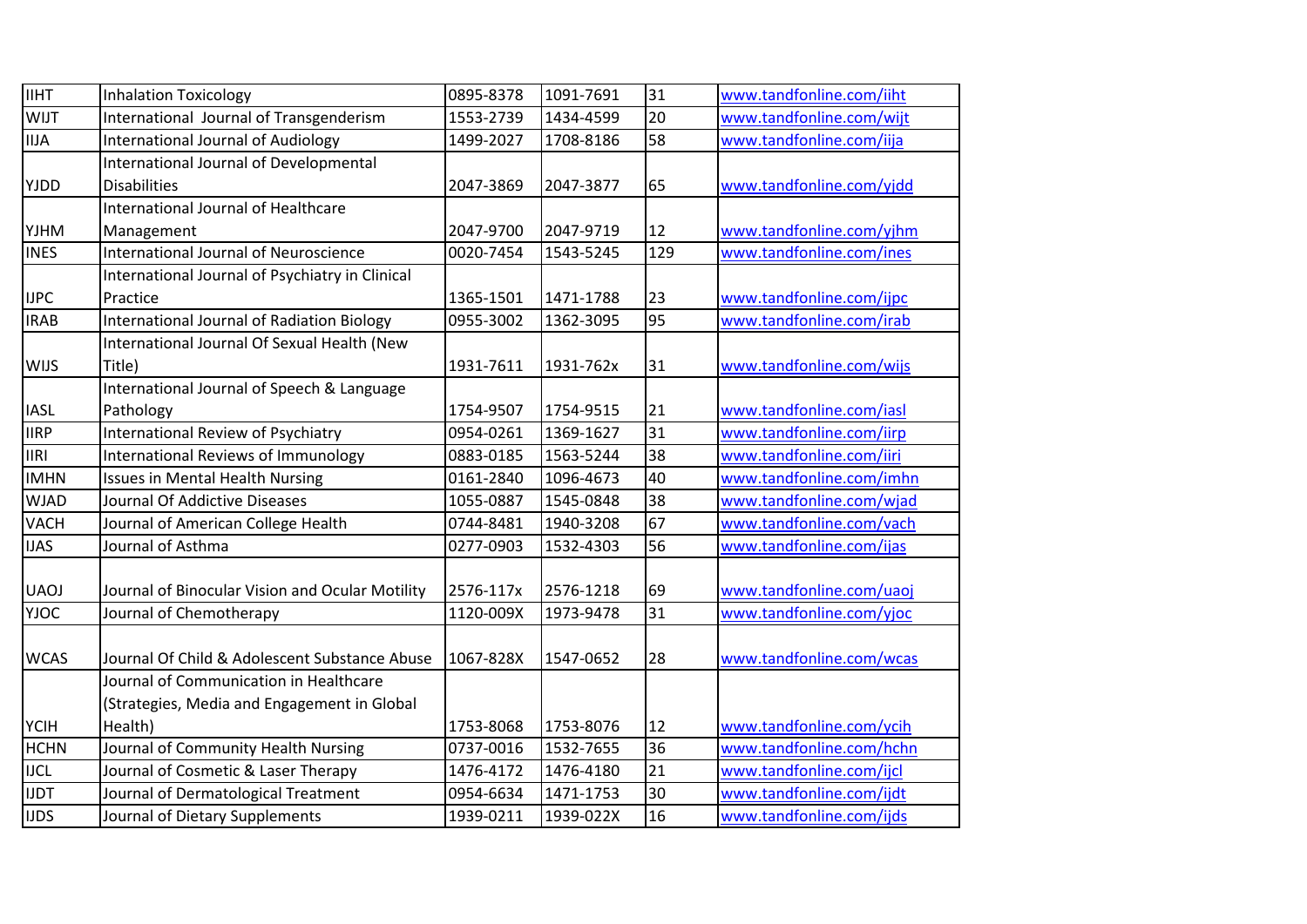| | | | | | |
|---|---|---|---|---|---|
| IIHT | Inhalation Toxicology | 0895-8378 | 1091-7691 | 31 | www.tandfonline.com/iiht |
| WIJT | International Journal of Transgenderism | 1553-2739 | 1434-4599 | 20 | www.tandfonline.com/wijt |
| IIJA | International Journal of Audiology | 1499-2027 | 1708-8186 | 58 | www.tandfonline.com/iija |
| YJDD | International Journal of Developmental Disabilities | 2047-3869 | 2047-3877 | 65 | www.tandfonline.com/yjdd |
| YJHM | International Journal of Healthcare Management | 2047-9700 | 2047-9719 | 12 | www.tandfonline.com/yjhm |
| INES | International Journal of Neuroscience | 0020-7454 | 1543-5245 | 129 | www.tandfonline.com/ines |
| IJPC | International Journal of Psychiatry in Clinical Practice | 1365-1501 | 1471-1788 | 23 | www.tandfonline.com/ijpc |
| IRAB | International Journal of Radiation Biology | 0955-3002 | 1362-3095 | 95 | www.tandfonline.com/irab |
| WIJS | International Journal Of Sexual Health (New Title) | 1931-7611 | 1931-762x | 31 | www.tandfonline.com/wijs |
| IASL | International Journal of Speech & Language Pathology | 1754-9507 | 1754-9515 | 21 | www.tandfonline.com/iasl |
| IIRP | International Review of Psychiatry | 0954-0261 | 1369-1627 | 31 | www.tandfonline.com/iirp |
| IIRI | International Reviews of Immunology | 0883-0185 | 1563-5244 | 38 | www.tandfonline.com/iiri |
| IMHN | Issues in Mental Health Nursing | 0161-2840 | 1096-4673 | 40 | www.tandfonline.com/imhn |
| WJAD | Journal Of Addictive Diseases | 1055-0887 | 1545-0848 | 38 | www.tandfonline.com/wjad |
| VACH | Journal of American College Health | 0744-8481 | 1940-3208 | 67 | www.tandfonline.com/vach |
| IJAS | Journal of Asthma | 0277-0903 | 1532-4303 | 56 | www.tandfonline.com/ijas |
| UAOJ | Journal of Binocular Vision and Ocular Motility | 2576-117x | 2576-1218 | 69 | www.tandfonline.com/uaoj |
| YJOC | Journal of Chemotherapy | 1120-009X | 1973-9478 | 31 | www.tandfonline.com/yjoc |
| WCAS | Journal Of Child & Adolescent Substance Abuse | 1067-828X | 1547-0652 | 28 | www.tandfonline.com/wcas |
| YCIH | Journal of Communication in Healthcare (Strategies, Media and Engagement in Global Health) | 1753-8068 | 1753-8076 | 12 | www.tandfonline.com/ycih |
| HCHN | Journal of Community Health Nursing | 0737-0016 | 1532-7655 | 36 | www.tandfonline.com/hchn |
| IJCL | Journal of Cosmetic & Laser Therapy | 1476-4172 | 1476-4180 | 21 | www.tandfonline.com/ijcl |
| IJDT | Journal of Dermatological Treatment | 0954-6634 | 1471-1753 | 30 | www.tandfonline.com/ijdt |
| IJDS | Journal of Dietary Supplements | 1939-0211 | 1939-022X | 16 | www.tandfonline.com/ijds |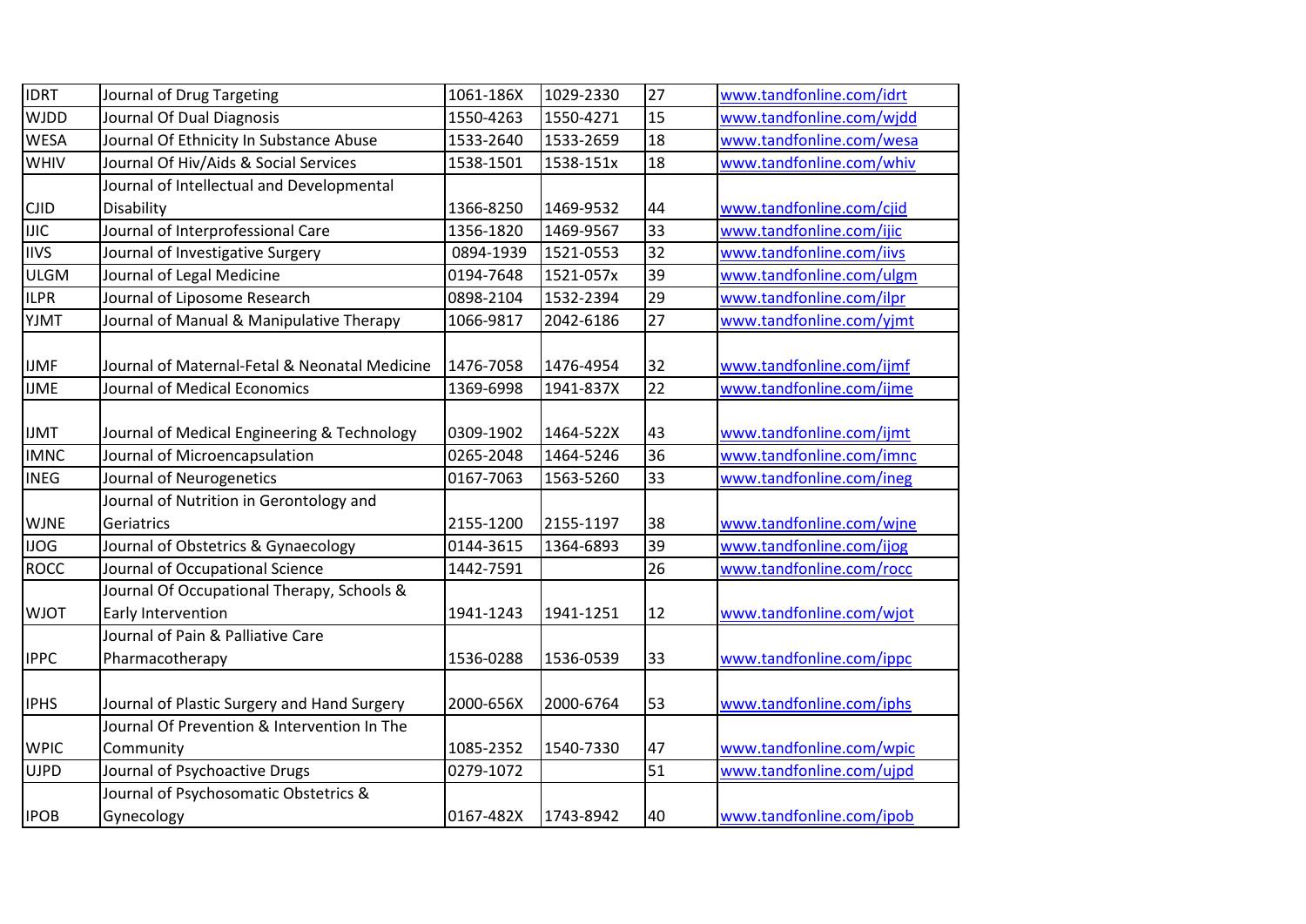| IDRT | Journal of Drug Targeting | 1061-186X | 1029-2330 | 27 | www.tandfonline.com/idrt |
|---|---|---|---|---|---|
| WJDD | Journal Of Dual Diagnosis | 1550-4263 | 1550-4271 | 15 | www.tandfonline.com/wjdd |
| WESA | Journal Of Ethnicity In Substance Abuse | 1533-2640 | 1533-2659 | 18 | www.tandfonline.com/wesa |
| WHIV | Journal Of Hiv/Aids & Social Services | 1538-1501 | 1538-151x | 18 | www.tandfonline.com/whiv |
| CJID | Journal of Intellectual and Developmental Disability | 1366-8250 | 1469-9532 | 44 | www.tandfonline.com/cjid |
| IJIC | Journal of Interprofessional Care | 1356-1820 | 1469-9567 | 33 | www.tandfonline.com/ijic |
| IIVS | Journal of Investigative Surgery | 0894-1939 | 1521-0553 | 32 | www.tandfonline.com/iivs |
| ULGM | Journal of Legal Medicine | 0194-7648 | 1521-057x | 39 | www.tandfonline.com/ulgm |
| ILPR | Journal of Liposome Research | 0898-2104 | 1532-2394 | 29 | www.tandfonline.com/ilpr |
| YJMT | Journal of Manual & Manipulative Therapy | 1066-9817 | 2042-6186 | 27 | www.tandfonline.com/yjmt |
| IJMF | Journal of Maternal-Fetal & Neonatal Medicine | 1476-7058 | 1476-4954 | 32 | www.tandfonline.com/ijmf |
| IJME | Journal of Medical Economics | 1369-6998 | 1941-837X | 22 | www.tandfonline.com/ijme |
| IJMT | Journal of Medical Engineering & Technology | 0309-1902 | 1464-522X | 43 | www.tandfonline.com/ijmt |
| IMNC | Journal of Microencapsulation | 0265-2048 | 1464-5246 | 36 | www.tandfonline.com/imnc |
| INEG | Journal of Neurogenetics | 0167-7063 | 1563-5260 | 33 | www.tandfonline.com/ineg |
| WJNE | Journal of Nutrition in Gerontology and Geriatrics | 2155-1200 | 2155-1197 | 38 | www.tandfonline.com/wjne |
| IJOG | Journal of Obstetrics & Gynaecology | 0144-3615 | 1364-6893 | 39 | www.tandfonline.com/ijog |
| ROCC | Journal of Occupational Science | 1442-7591 | | 26 | www.tandfonline.com/rocc |
| WJOT | Journal Of Occupational Therapy, Schools & Early Intervention | 1941-1243 | 1941-1251 | 12 | www.tandfonline.com/wjot |
| IPPC | Journal of Pain & Palliative Care Pharmacotherapy | 1536-0288 | 1536-0539 | 33 | www.tandfonline.com/ippc |
| IPHS | Journal of Plastic Surgery and Hand Surgery | 2000-656X | 2000-6764 | 53 | www.tandfonline.com/iphs |
| WPIC | Journal Of Prevention & Intervention In The Community | 1085-2352 | 1540-7330 | 47 | www.tandfonline.com/wpic |
| UJPD | Journal of Psychoactive Drugs | 0279-1072 | | 51 | www.tandfonline.com/ujpd |
| IPOB | Journal of Psychosomatic Obstetrics & Gynecology | 0167-482X | 1743-8942 | 40 | www.tandfonline.com/ipob |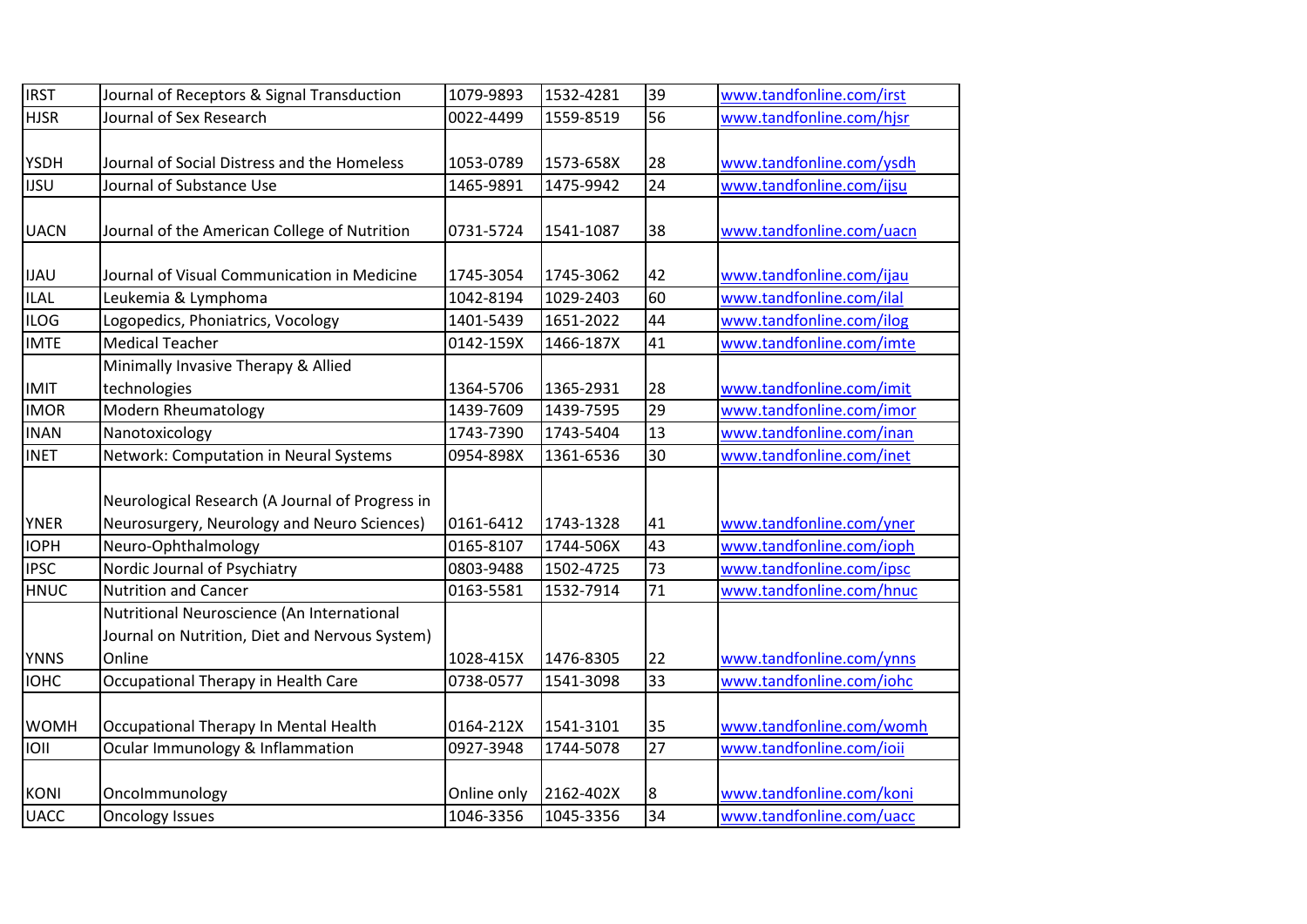| | | | | | |
|---|---|---|---|---|---|
| IRST | Journal of Receptors & Signal Transduction | 1079-9893 | 1532-4281 | 39 | www.tandfonline.com/irst |
| HJSR | Journal of Sex Research | 0022-4499 | 1559-8519 | 56 | www.tandfonline.com/hjsr |
| YSDH | Journal of Social Distress and the Homeless | 1053-0789 | 1573-658X | 28 | www.tandfonline.com/ysdh |
| IJSU | Journal of Substance Use | 1465-9891 | 1475-9942 | 24 | www.tandfonline.com/ijsu |
| UACN | Journal of the American College of Nutrition | 0731-5724 | 1541-1087 | 38 | www.tandfonline.com/uacn |
| IJAU | Journal of Visual Communication in Medicine | 1745-3054 | 1745-3062 | 42 | www.tandfonline.com/ijau |
| ILAL | Leukemia & Lymphoma | 1042-8194 | 1029-2403 | 60 | www.tandfonline.com/ilal |
| ILOG | Logopedics, Phoniatrics, Vocology | 1401-5439 | 1651-2022 | 44 | www.tandfonline.com/ilog |
| IMTE | Medical Teacher | 0142-159X | 1466-187X | 41 | www.tandfonline.com/imte |
| IMIT | Minimally Invasive Therapy & Allied technologies | 1364-5706 | 1365-2931 | 28 | www.tandfonline.com/imit |
| IMOR | Modern Rheumatology | 1439-7609 | 1439-7595 | 29 | www.tandfonline.com/imor |
| INAN | Nanotoxicology | 1743-7390 | 1743-5404 | 13 | www.tandfonline.com/inan |
| INET | Network: Computation in Neural Systems | 0954-898X | 1361-6536 | 30 | www.tandfonline.com/inet |
| YNER | Neurological Research (A Journal of Progress in Neurosurgery, Neurology and Neuro Sciences) | 0161-6412 | 1743-1328 | 41 | www.tandfonline.com/yner |
| IOPH | Neuro-Ophthalmology | 0165-8107 | 1744-506X | 43 | www.tandfonline.com/ioph |
| IPSC | Nordic Journal of Psychiatry | 0803-9488 | 1502-4725 | 73 | www.tandfonline.com/ipsc |
| HNUC | Nutrition and Cancer | 0163-5581 | 1532-7914 | 71 | www.tandfonline.com/hnuc |
| YNNS | Nutritional Neuroscience (An International Journal on Nutrition, Diet and Nervous System) Online | 1028-415X | 1476-8305 | 22 | www.tandfonline.com/ynns |
| IOHC | Occupational Therapy in Health Care | 0738-0577 | 1541-3098 | 33 | www.tandfonline.com/iohc |
| WOMH | Occupational Therapy In Mental Health | 0164-212X | 1541-3101 | 35 | www.tandfonline.com/womh |
| IOII | Ocular Immunology & Inflammation | 0927-3948 | 1744-5078 | 27 | www.tandfonline.com/ioii |
| KONI | OncoImmunology | Online only | 2162-402X | 8 | www.tandfonline.com/koni |
| UACC | Oncology Issues | 1046-3356 | 1045-3356 | 34 | www.tandfonline.com/uacc |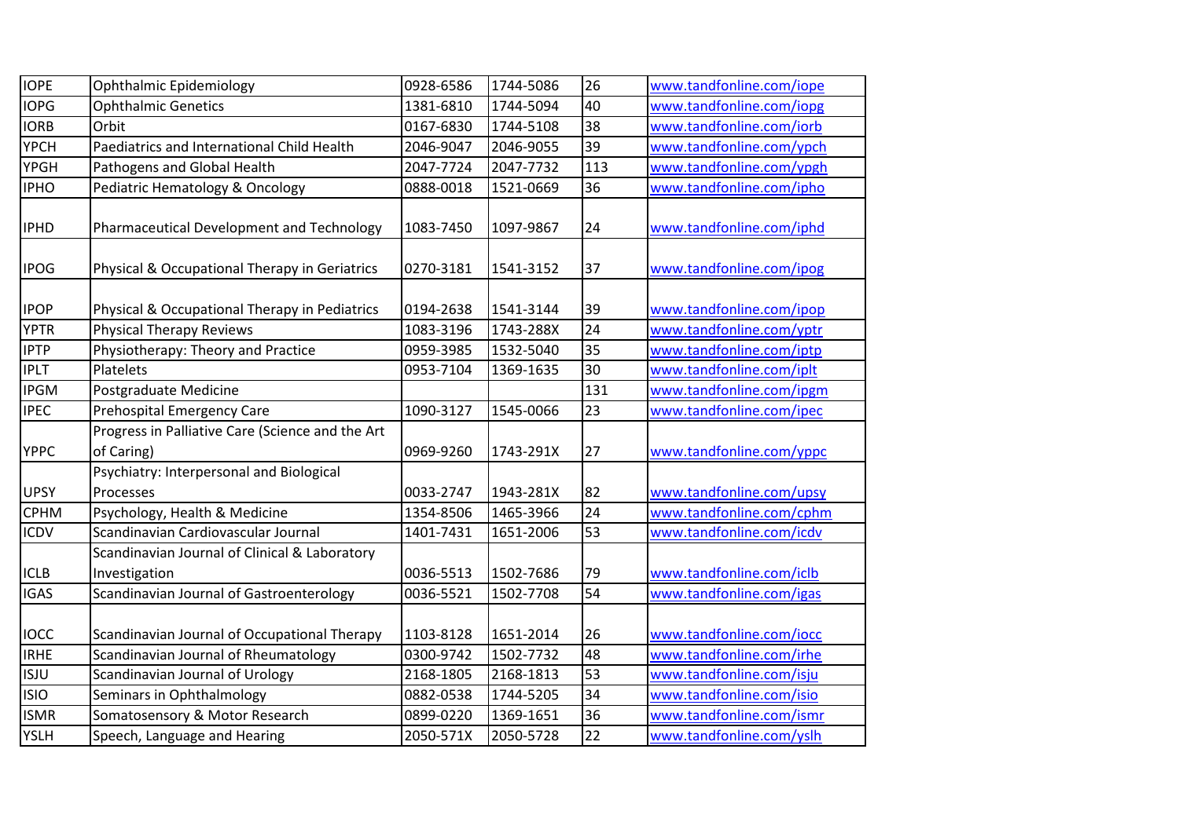| IOPE | Ophthalmic Epidemiology | 0928-6586 | 1744-5086 | 26 | www.tandfonline.com/iope |
|---|---|---|---|---|---|
| IOPG | Ophthalmic Genetics | 1381-6810 | 1744-5094 | 40 | www.tandfonline.com/iopg |
| IORB | Orbit | 0167-6830 | 1744-5108 | 38 | www.tandfonline.com/iorb |
| YPCH | Paediatrics and International Child Health | 2046-9047 | 2046-9055 | 39 | www.tandfonline.com/ypch |
| YPGH | Pathogens and Global Health | 2047-7724 | 2047-7732 | 113 | www.tandfonline.com/ypgh |
| IPHO | Pediatric Hematology & Oncology | 0888-0018 | 1521-0669 | 36 | www.tandfonline.com/ipho |
| IPHD | Pharmaceutical Development and Technology | 1083-7450 | 1097-9867 | 24 | www.tandfonline.com/iphd |
| IPOG | Physical & Occupational Therapy in Geriatrics | 0270-3181 | 1541-3152 | 37 | www.tandfonline.com/ipog |
| IPOP | Physical & Occupational Therapy in Pediatrics | 0194-2638 | 1541-3144 | 39 | www.tandfonline.com/ipop |
| YPTR | Physical Therapy Reviews | 1083-3196 | 1743-288X | 24 | www.tandfonline.com/yptr |
| IPTP | Physiotherapy: Theory and Practice | 0959-3985 | 1532-5040 | 35 | www.tandfonline.com/iptp |
| IPLT | Platelets | 0953-7104 | 1369-1635 | 30 | www.tandfonline.com/iplt |
| IPGM | Postgraduate Medicine | | | 131 | www.tandfonline.com/ipgm |
| IPEC | Prehospital Emergency Care | 1090-3127 | 1545-0066 | 23 | www.tandfonline.com/ipec |
| YPPC | Progress in Palliative Care (Science and the Art of Caring) | 0969-9260 | 1743-291X | 27 | www.tandfonline.com/yppc |
| UPSY | Psychiatry: Interpersonal and Biological Processes | 0033-2747 | 1943-281X | 82 | www.tandfonline.com/upsy |
| CPHM | Psychology, Health & Medicine | 1354-8506 | 1465-3966 | 24 | www.tandfonline.com/cphm |
| ICDV | Scandinavian Cardiovascular Journal | 1401-7431 | 1651-2006 | 53 | www.tandfonline.com/icdv |
| ICLB | Scandinavian Journal of Clinical & Laboratory Investigation | 0036-5513 | 1502-7686 | 79 | www.tandfonline.com/iclb |
| IGAS | Scandinavian Journal of Gastroenterology | 0036-5521 | 1502-7708 | 54 | www.tandfonline.com/igas |
| IOCC | Scandinavian Journal of Occupational Therapy | 1103-8128 | 1651-2014 | 26 | www.tandfonline.com/iocc |
| IRHE | Scandinavian Journal of Rheumatology | 0300-9742 | 1502-7732 | 48 | www.tandfonline.com/irhe |
| ISJU | Scandinavian Journal of Urology | 2168-1805 | 2168-1813 | 53 | www.tandfonline.com/isju |
| ISIO | Seminars in Ophthalmology | 0882-0538 | 1744-5205 | 34 | www.tandfonline.com/isio |
| ISMR | Somatosensory & Motor Research | 0899-0220 | 1369-1651 | 36 | www.tandfonline.com/ismr |
| YSLH | Speech, Language and Hearing | 2050-571X | 2050-5728 | 22 | www.tandfonline.com/yslh |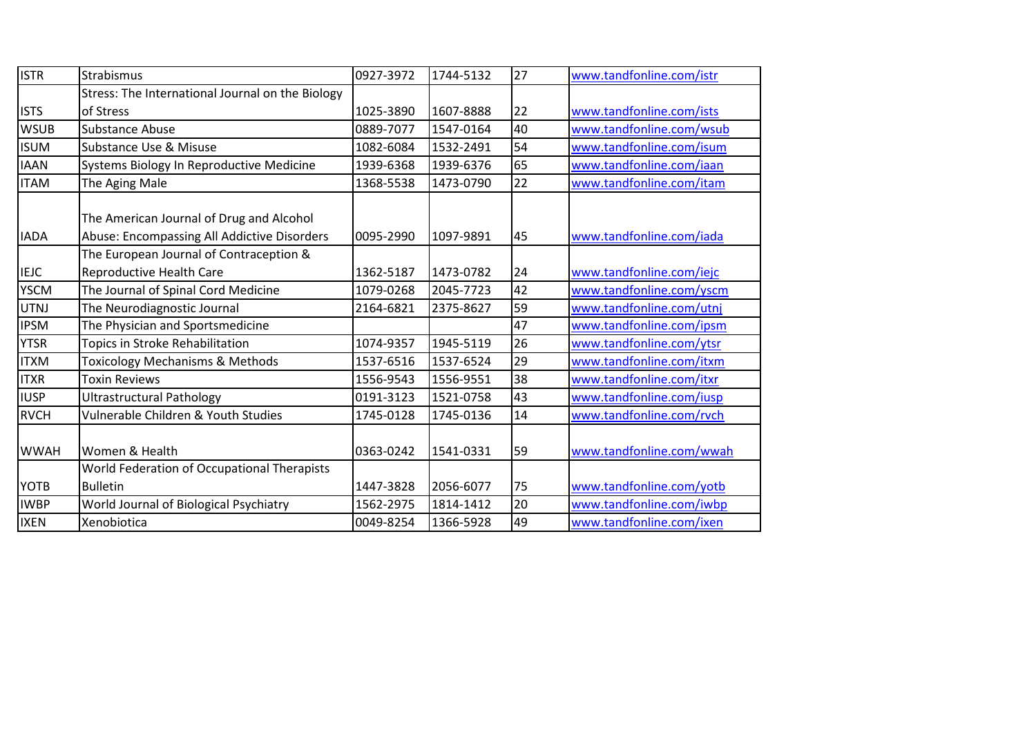| | | | | | |
|---|---|---|---|---|---|
| ISTR | Strabismus | 0927-3972 | 1744-5132 | 27 | www.tandfonline.com/istr |
| ISTS | Stress: The International Journal on the Biology of Stress | 1025-3890 | 1607-8888 | 22 | www.tandfonline.com/ists |
| WSUB | Substance Abuse | 0889-7077 | 1547-0164 | 40 | www.tandfonline.com/wsub |
| ISUM | Substance Use & Misuse | 1082-6084 | 1532-2491 | 54 | www.tandfonline.com/isum |
| IAAN | Systems Biology In Reproductive Medicine | 1939-6368 | 1939-6376 | 65 | www.tandfonline.com/iaan |
| ITAM | The Aging Male | 1368-5538 | 1473-0790 | 22 | www.tandfonline.com/itam |
| IADA | The American Journal of Drug and Alcohol Abuse: Encompassing All Addictive Disorders | 0095-2990 | 1097-9891 | 45 | www.tandfonline.com/iada |
| IEJC | The European Journal of Contraception & Reproductive Health Care | 1362-5187 | 1473-0782 | 24 | www.tandfonline.com/iejc |
| YSCM | The Journal of Spinal Cord Medicine | 1079-0268 | 2045-7723 | 42 | www.tandfonline.com/yscm |
| UTNJ | The Neurodiagnostic Journal | 2164-6821 | 2375-8627 | 59 | www.tandfonline.com/utnj |
| IPSM | The Physician and Sportsmedicine | | | 47 | www.tandfonline.com/ipsm |
| YTSR | Topics in Stroke Rehabilitation | 1074-9357 | 1945-5119 | 26 | www.tandfonline.com/ytsr |
| ITXM | Toxicology Mechanisms & Methods | 1537-6516 | 1537-6524 | 29 | www.tandfonline.com/itxm |
| ITXR | Toxin Reviews | 1556-9543 | 1556-9551 | 38 | www.tandfonline.com/itxr |
| IUSP | Ultrastructural Pathology | 0191-3123 | 1521-0758 | 43 | www.tandfonline.com/iusp |
| RVCH | Vulnerable Children & Youth Studies | 1745-0128 | 1745-0136 | 14 | www.tandfonline.com/rvch |
| WWAH | Women & Health | 0363-0242 | 1541-0331 | 59 | www.tandfonline.com/wwah |
| YOTB | World Federation of Occupational Therapists Bulletin | 1447-3828 | 2056-6077 | 75 | www.tandfonline.com/yotb |
| IWBP | World Journal of Biological Psychiatry | 1562-2975 | 1814-1412 | 20 | www.tandfonline.com/iwbp |
| IXEN | Xenobiotica | 0049-8254 | 1366-5928 | 49 | www.tandfonline.com/ixen |